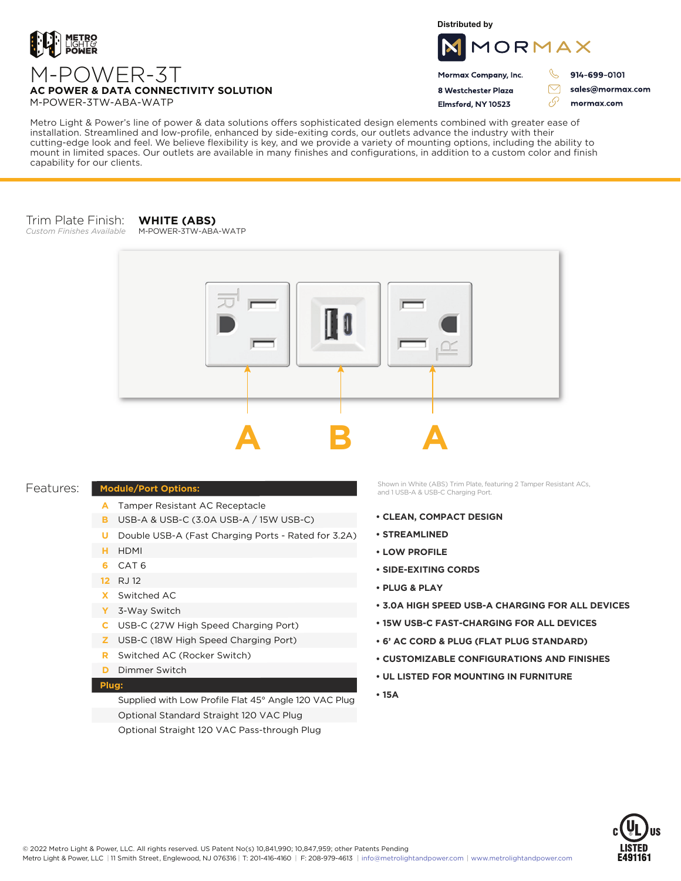METRO LIGHT & POWER

# M-POWER-3T

**AC POWER & DATA CONNECTIVITY SOLUTION**

M-POWER-3TW-ABA-WATP

Distributed by

MORMAX

**Mormax Company, Inc.**
**8 Westchester Plaza**
**Elmsford, NY 10523**

**914-699-0101**
**sales@mormax.com**
**mormax.com**

Metro Light & Power's line of power & data solutions offers sophisticated design elements combined with greater ease of installation. Streamlined and low-profile, enhanced by side-exiting cords, our outlets advance the industry with their cutting-edge look and feel. We believe flexibility is key, and we provide a variety of mounting options, including the ability to mount in limited spaces. Our outlets are available in many finishes and configurations, in addition to a custom color and finish capability for our clients.

Trim Plate Finish: **WHITE (ABS)**
*Custom Finishes Available*
M-POWER-3TW-ABA-WATP

A B A

Features:

| Module/Port Options: | |
|---|---|
| A | Tamper Resistant AC Receptacle |
| B | USB-A & USB-C (3.0A USB-A / 15W USB-C) |
| U | Double USB-A (Fast Charging Ports - Rated for 3.2A) |
| H | HDMI |
| 6 | CAT 6 |
| 12 | RJ 12 |
| X | Switched AC |
| Y | 3-Way Switch |
| C | USB-C (27W High Speed Charging Port) |
| Z | USB-C (18W High Speed Charging Port) |
| R | Switched AC (Rocker Switch) |
| D | Dimmer Switch |
| **Plug:** | |
| | Supplied with Low Profile Flat 45° Angle 120 VAC Plug |
| | Optional Standard Straight 120 VAC Plug |
| | Optional Straight 120 VAC Pass-through Plug |

Shown in White (ABS) Trim Plate, featuring 2 Tamper Resistant ACs, and 1 USB-A & USB-C Charging Port.

- **CLEAN, COMPACT DESIGN**
- **STREAMLINED**
- **LOW PROFILE**
- **SIDE-EXITING CORDS**
- **PLUG & PLAY**
- **3.0A HIGH SPEED USB-A CHARGING FOR ALL DEVICES**
- **15W USB-C FAST-CHARGING FOR ALL DEVICES**
- **6' AC CORD & PLUG (FLAT PLUG STANDARD)**
- **CUSTOMIZABLE CONFIGURATIONS AND FINISHES**
- **UL LISTED FOR MOUNTING IN FURNITURE**
- **15A**

c UL us LISTED E491161

© 2022 Metro Light & Power, LLC. All rights reserved. US Patent No(s) 10,841,990; 10,847,959; other Patents Pending
Metro Light & Power, LLC | 11 Smith Street, Englewood, NJ 076316 | T: 201-416-4160 | F: 208-979-4613 | info@metrolightandpower.com | www.metrolightandpower.com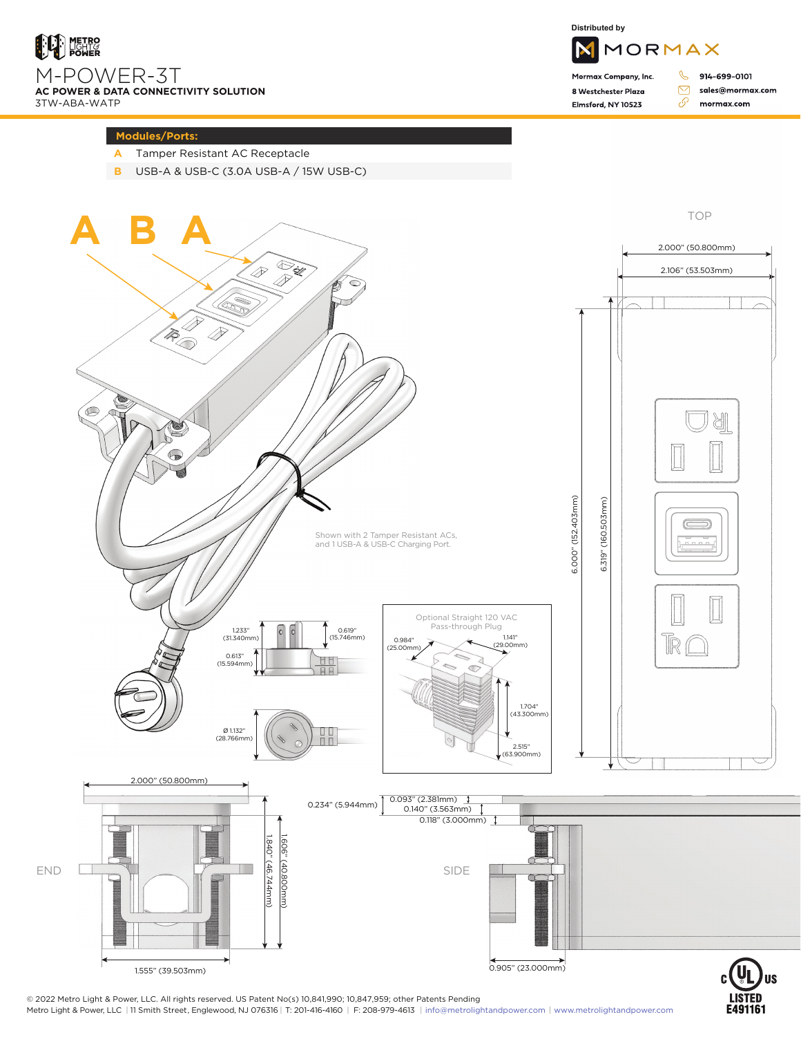METRO LIGHT & POWER

# M-POWER-3T

**AC POWER & DATA CONNECTIVITY SOLUTION**

3TW-ABA-WATP

Distributed by

MORMAX

Mormax Company, Inc.
8 Westchester Plaza
Elmsford, NY 10523

914-699-0101
sales@mormax.com
mormax.com

## Modules/Ports:

| | |
|---|---|
| **A** | Tamper Resistant AC Receptacle |
| **B** | USB-A & USB-C (3.0A USB-A / 15W USB-C) |

A B A

Shown with 2 Tamper Resistant ACs, and 1 USB-A & USB-C Charging Port.

TOP

2.000" (50.800mm)
2.106" (53.503mm)
6.000" (152.403mm)
6.319" (160.503mm)

1.233" (31.340mm)
0.619" (15.746mm)
0.613" (15.594mm)
Ø 1.132" (28.766mm)

Optional Straight 120 VAC Pass-through Plug

0.984" (25.00mm)
1.141" (29.00mm)
1.704" (43.300mm)
2.515" (63.900mm)

END

2.000" (50.800mm)
1.840" (46.744mm)
1.606" (40.800mm)
1.555" (39.503mm)

SIDE

0.234" (5.944mm)
0.093" (2.381mm)
0.140" (3.563mm)
0.118" (3.000mm)
0.905" (23.000mm)

c UL us LISTED E491161

© 2022 Metro Light & Power, LLC. All rights reserved. US Patent No(s) 10,841,990; 10,847,959; other Patents Pending
Metro Light & Power, LLC | 11 Smith Street, Englewood, NJ 076316 | T: 201-416-4160 | F: 208-979-4613 | info@metrolightandpower.com | www.metrolightandpower.com